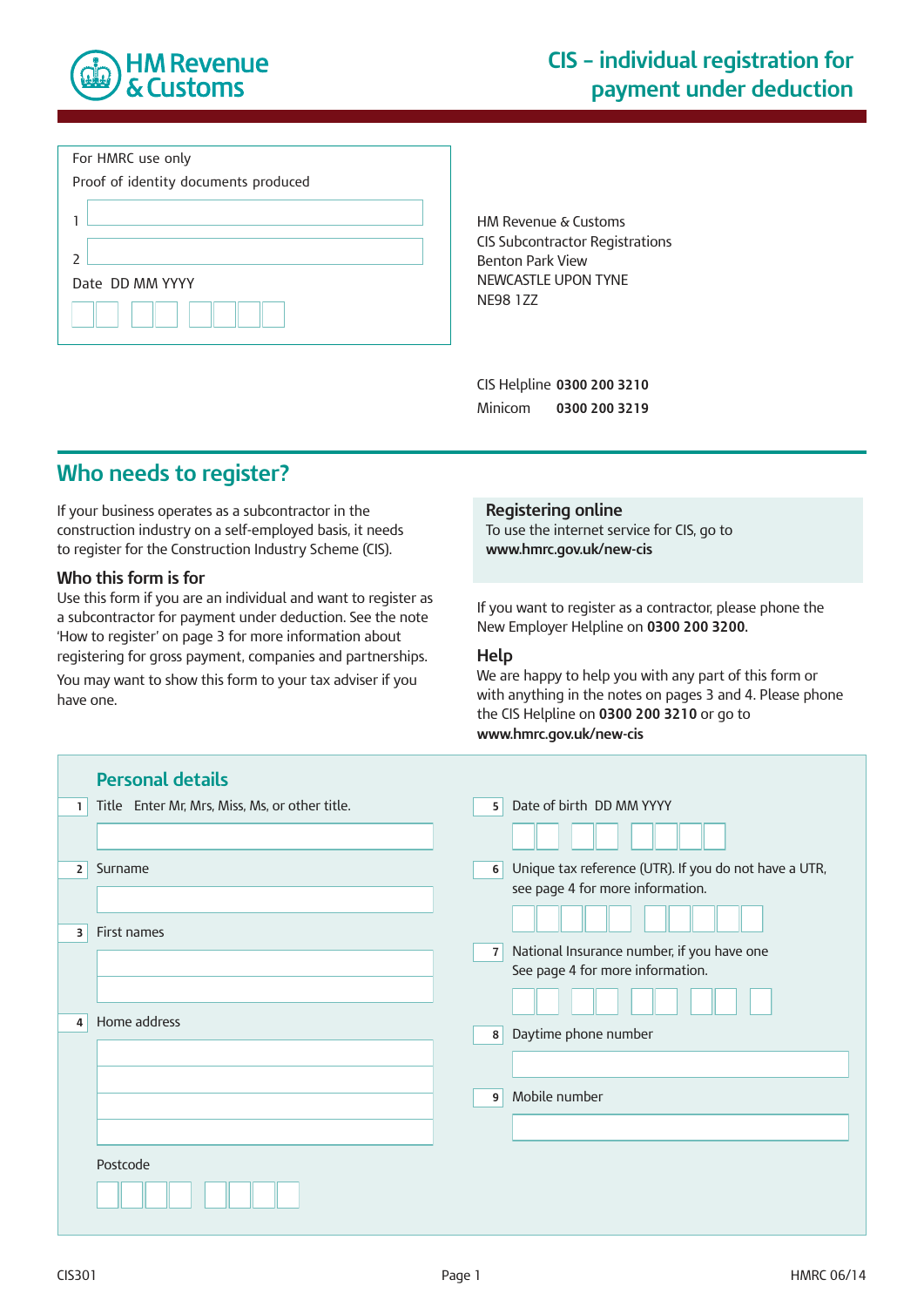HM Revenue & Customs

# CIS – individual registration for payment under deduction

For HMRC use only

Proof of identity documents produced

1

2

Date DD MM YYYY

HM Revenue & Customs
CIS Subcontractor Registrations
Benton Park View
NEWCASTLE UPON TYNE
NE98 1ZZ

CIS Helpline **0300 200 3210**
Minicom **0300 200 3219**

## Who needs to register?

If your business operates as a subcontractor in the construction industry on a self-employed basis, it needs to register for the Construction Industry Scheme (CIS).

### Who this form is for

Use this form if you are an individual and want to register as a subcontractor for payment under deduction. See the note 'How to register' on page 3 for more information about registering for gross payment, companies and partnerships.

You may want to show this form to your tax adviser if you have one.

### Registering online

To use the internet service for CIS, go to **www.hmrc.gov.uk/new-cis**

If you want to register as a contractor, please phone the New Employer Helpline on **0300 200 3200.**

### Help

We are happy to help you with any part of this form or with anything in the notes on pages 3 and 4. Please phone the CIS Helpline on **0300 200 3210** or go to **www.hmrc.gov.uk/new-cis**

## Personal details

**1** Title Enter Mr, Mrs, Miss, Ms, or other title.

**2** Surname

**3** First names

**4** Home address

Postcode

**5** Date of birth DD MM YYYY

**6** Unique tax reference (UTR). If you do not have a UTR, see page 4 for more information.

**7** National Insurance number, if you have one
See page 4 for more information.

**8** Daytime phone number

**9** Mobile number

CIS301 HMRC 06/14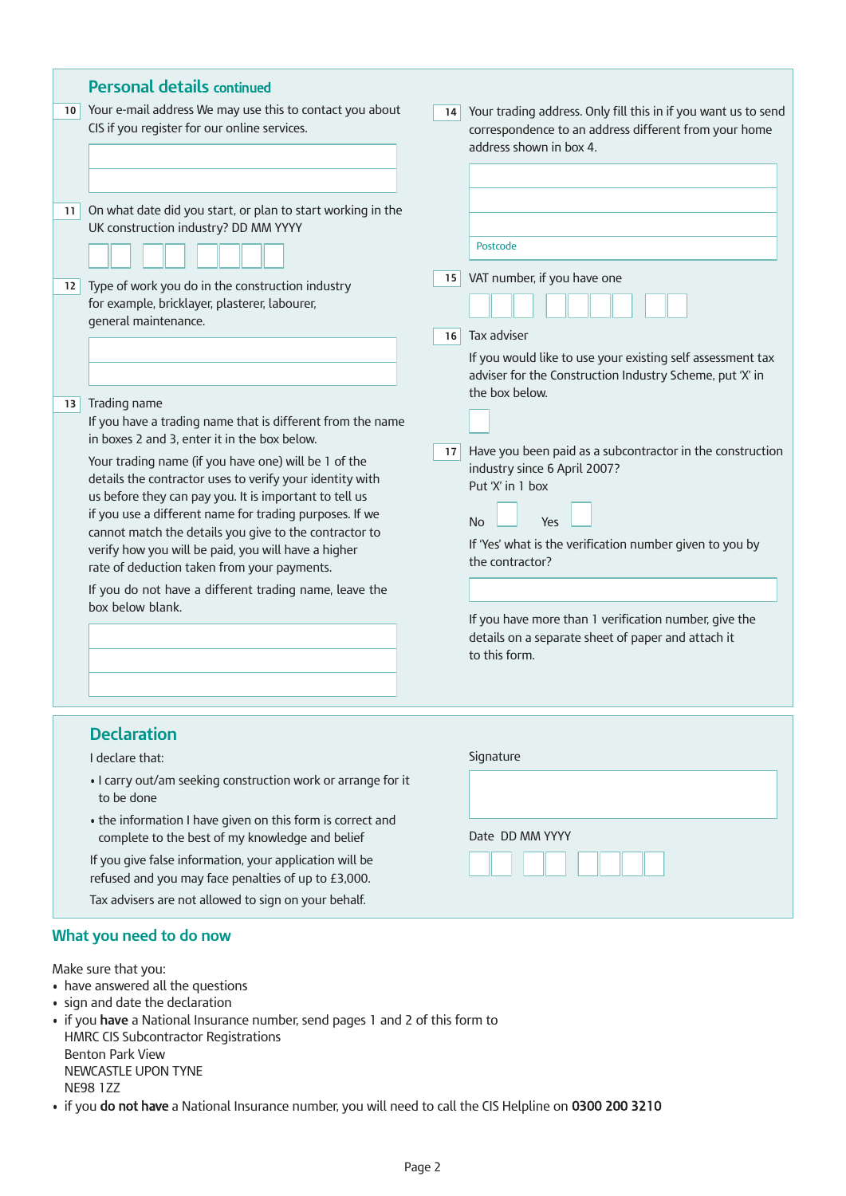## Personal details continued

**10** Your e-mail address We may use this to contact you about CIS if you register for our online services.

**11** On what date did you start, or plan to start working in the UK construction industry? DD MM YYYY

**12** Type of work you do in the construction industry for example, bricklayer, plasterer, labourer, general maintenance.

**13** Trading name

If you have a trading name that is different from the name in boxes 2 and 3, enter it in the box below.

Your trading name (if you have one) will be 1 of the details the contractor uses to verify your identity with us before they can pay you. It is important to tell us if you use a different name for trading purposes. If we cannot match the details you give to the contractor to verify how you will be paid, you will have a higher rate of deduction taken from your payments.

If you do not have a different trading name, leave the box below blank.

**14** Your trading address. Only fill this in if you want us to send correspondence to an address different from your home address shown in box 4.

Postcode

**15** VAT number, if you have one

**16** Tax adviser

If you would like to use your existing self assessment tax adviser for the Construction Industry Scheme, put 'X' in the box below.

**17** Have you been paid as a subcontractor in the construction industry since 6 April 2007?
Put 'X' in 1 box

No ☐ Yes ☐

If 'Yes' what is the verification number given to you by the contractor?

If you have more than 1 verification number, give the details on a separate sheet of paper and attach it to this form.

## Declaration

I declare that:

- I carry out/am seeking construction work or arrange for it to be done
- the information I have given on this form is correct and complete to the best of my knowledge and belief

If you give false information, your application will be refused and you may face penalties of up to £3,000.

Tax advisers are not allowed to sign on your behalf.

Signature

Date DD MM YYYY

## What you need to do now

Make sure that you:

- have answered all the questions
- sign and date the declaration
- if you **have** a National Insurance number, send pages 1 and 2 of this form to
  HMRC CIS Subcontractor Registrations
  Benton Park View
  NEWCASTLE UPON TYNE
  NE98 1ZZ
- if you **do not have** a National Insurance number, you will need to call the CIS Helpline on **0300 200 3210**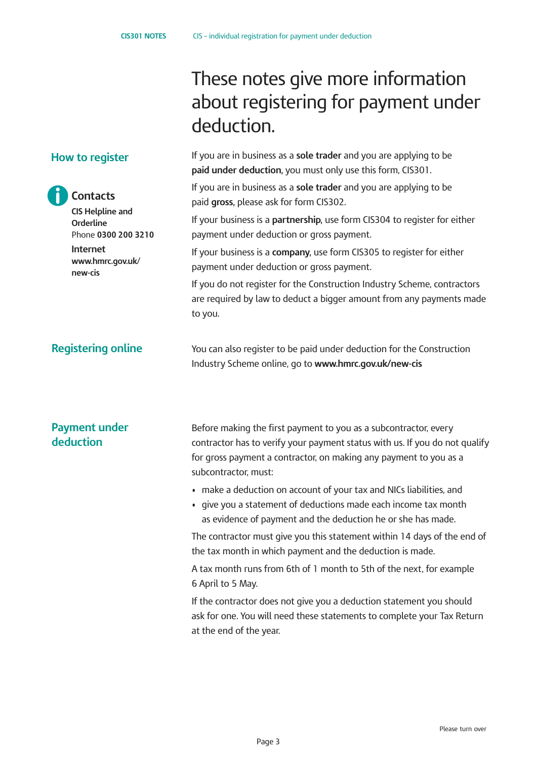# These notes give more information about registering for payment under deduction.

## How to register

If you are in business as a **sole trader** and you are applying to be **paid under deduction**, you must only use this form, CIS301.

If you are in business as a **sole trader** and you are applying to be paid **gross**, please ask for form CIS302.

If your business is a **partnership**, use form CIS304 to register for either payment under deduction or gross payment.

If your business is a **company**, use form CIS305 to register for either payment under deduction or gross payment.

If you do not register for the Construction Industry Scheme, contractors are required by law to deduct a bigger amount from any payments made to you.

### Contacts

**CIS Helpline and Orderline**
Phone **0300 200 3210**

**Internet**
**www.hmrc.gov.uk/new-cis**

## Registering online

You can also register to be paid under deduction for the Construction Industry Scheme online, go to **www.hmrc.gov.uk/new-cis**

## Payment under deduction

Before making the first payment to you as a subcontractor, every contractor has to verify your payment status with us. If you do not qualify for gross payment a contractor, on making any payment to you as a subcontractor, must:

- make a deduction on account of your tax and NICs liabilities, and
- give you a statement of deductions made each income tax month as evidence of payment and the deduction he or she has made.

The contractor must give you this statement within 14 days of the end of the tax month in which payment and the deduction is made.

A tax month runs from 6th of 1 month to 5th of the next, for example 6 April to 5 May.

If the contractor does not give you a deduction statement you should ask for one. You will need these statements to complete your Tax Return at the end of the year.

Please turn over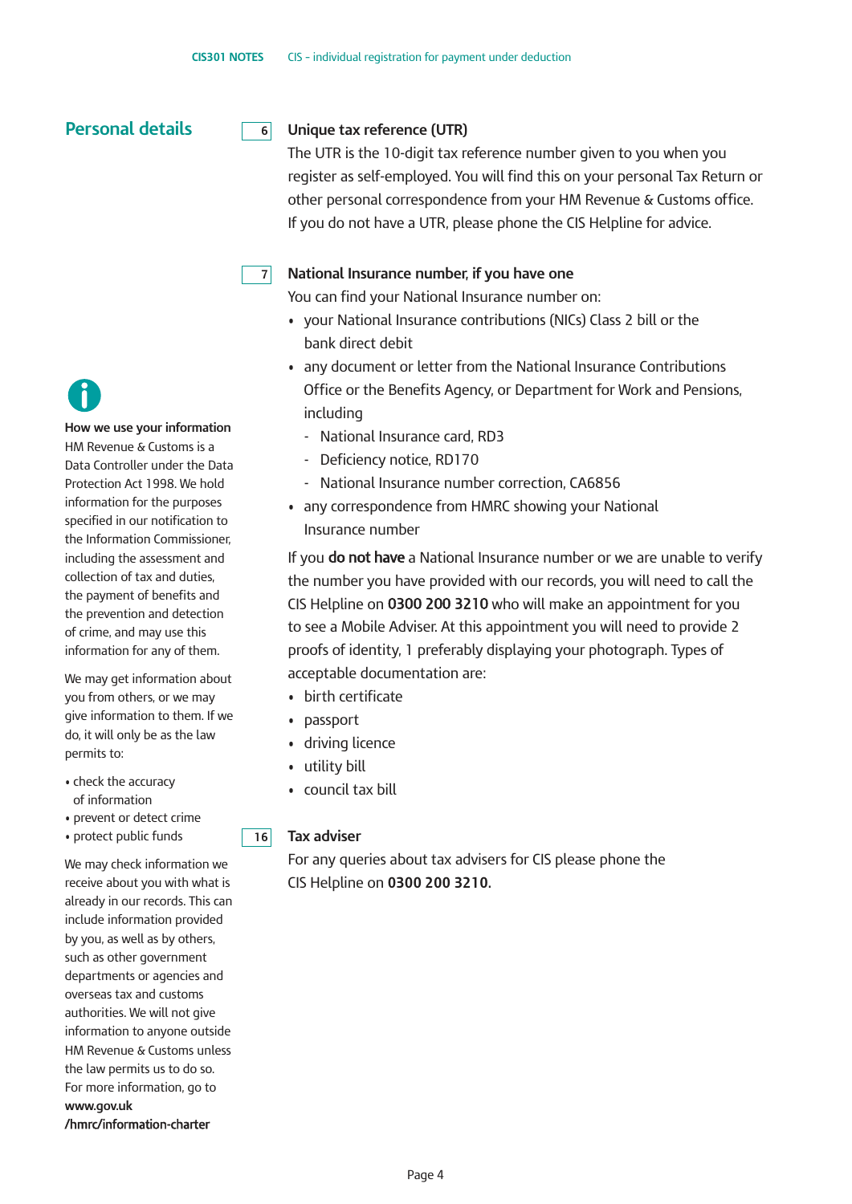## Personal details

**6 Unique tax reference (UTR)**

The UTR is the 10-digit tax reference number given to you when you register as self-employed. You will find this on your personal Tax Return or other personal correspondence from your HM Revenue & Customs office. If you do not have a UTR, please phone the CIS Helpline for advice.

**7 National Insurance number, if you have one**

You can find your National Insurance number on:

- your National Insurance contributions (NICs) Class 2 bill or the bank direct debit
- any document or letter from the National Insurance Contributions Office or the Benefits Agency, or Department for Work and Pensions, including
  - National Insurance card, RD3
  - Deficiency notice, RD170
  - National Insurance number correction, CA6856
- any correspondence from HMRC showing your National Insurance number

If you **do not have** a National Insurance number or we are unable to verify the number you have provided with our records, you will need to call the CIS Helpline on **0300 200 3210** who will make an appointment for you to see a Mobile Adviser. At this appointment you will need to provide 2 proofs of identity, 1 preferably displaying your photograph. Types of acceptable documentation are:

- birth certificate
- passport
- driving licence
- utility bill
- council tax bill

**16 Tax adviser**

For any queries about tax advisers for CIS please phone the CIS Helpline on **0300 200 3210**.

**How we use your information**

HM Revenue & Customs is a Data Controller under the Data Protection Act 1998. We hold information for the purposes specified in our notification to the Information Commissioner, including the assessment and collection of tax and duties, the payment of benefits and the prevention and detection of crime, and may use this information for any of them.

We may get information about you from others, or we may give information to them. If we do, it will only be as the law permits to:

- check the accuracy of information
- prevent or detect crime
- protect public funds

We may check information we receive about you with what is already in our records. This can include information provided by you, as well as by others, such as other government departments or agencies and overseas tax and customs authorities. We will not give information to anyone outside HM Revenue & Customs unless the law permits us to do so. For more information, go to **www.gov.uk/hmrc/information-charter**